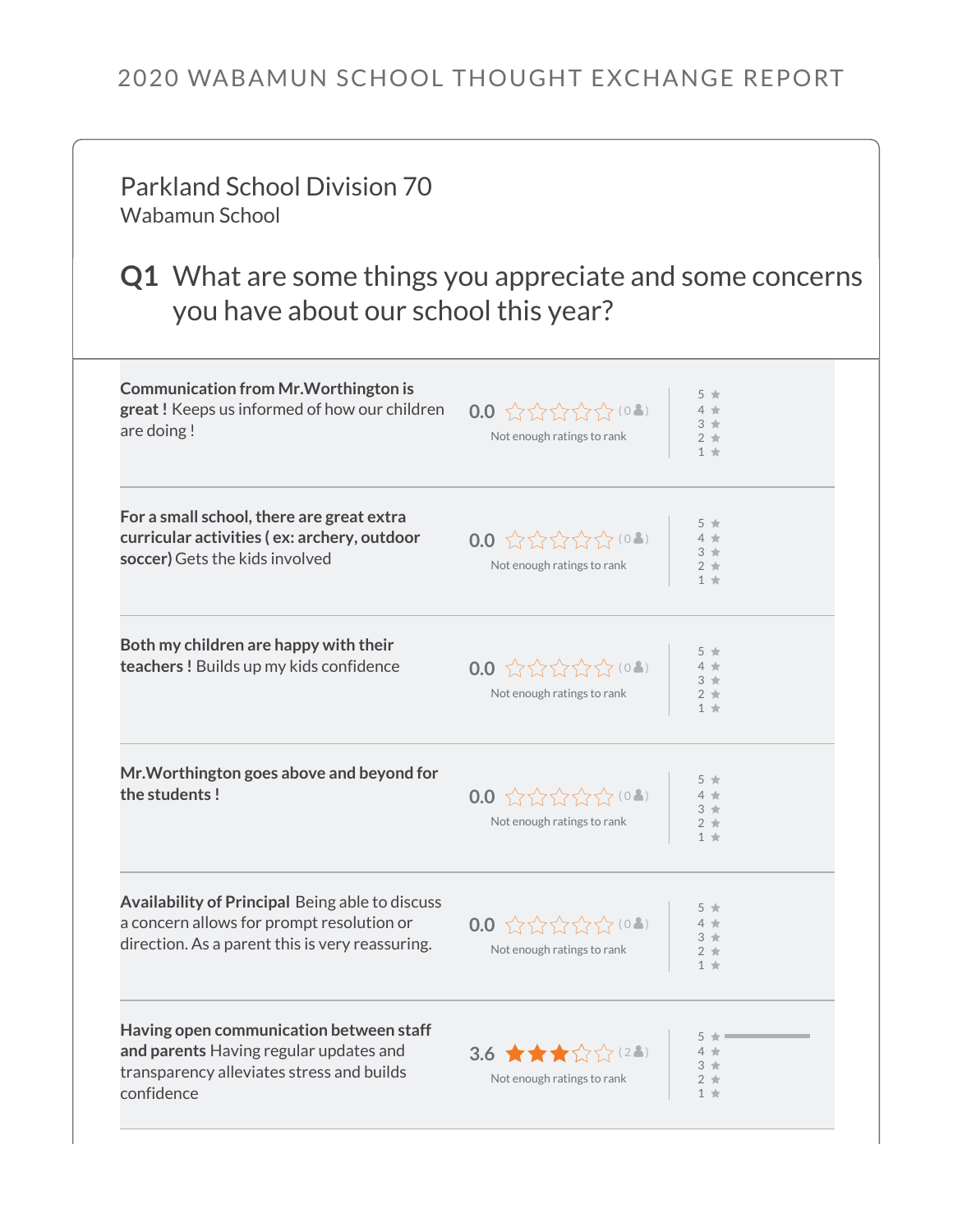# 2020 WABAMUN SCHOOL THOUGHT EXCHANGE REPORT

## Parkland School Division 70

Wabamun School

## Q1 What are some things you appreciate and some concerns you have about our school this year?

**Communication from Mr.Worthington is great !** Keeps us informed of how our children are doing !

0.0 (0) Not enough ratings to rank

---

**For a small school, there are great extra curricular activities ( ex: archery, outdoor soccer)** Gets the kids involved

0.0 (0) Not enough ratings to rank

---

**Both my children are happy with their teachers !** Builds up my kids confidence

0.0 (0) Not enough ratings to rank

---

**Mr.Worthington goes above and beyond for the students !**

0.0 (0) Not enough ratings to rank

---

**Availability of Principal** Being able to discuss a concern allows for prompt resolution or direction. As a parent this is very reassuring.

0.0 (0) Not enough ratings to rank

---

**Having open communication between staff and parents** Having regular updates and transparency alleviates stress and builds confidence

3.6 (2) Not enough ratings to rank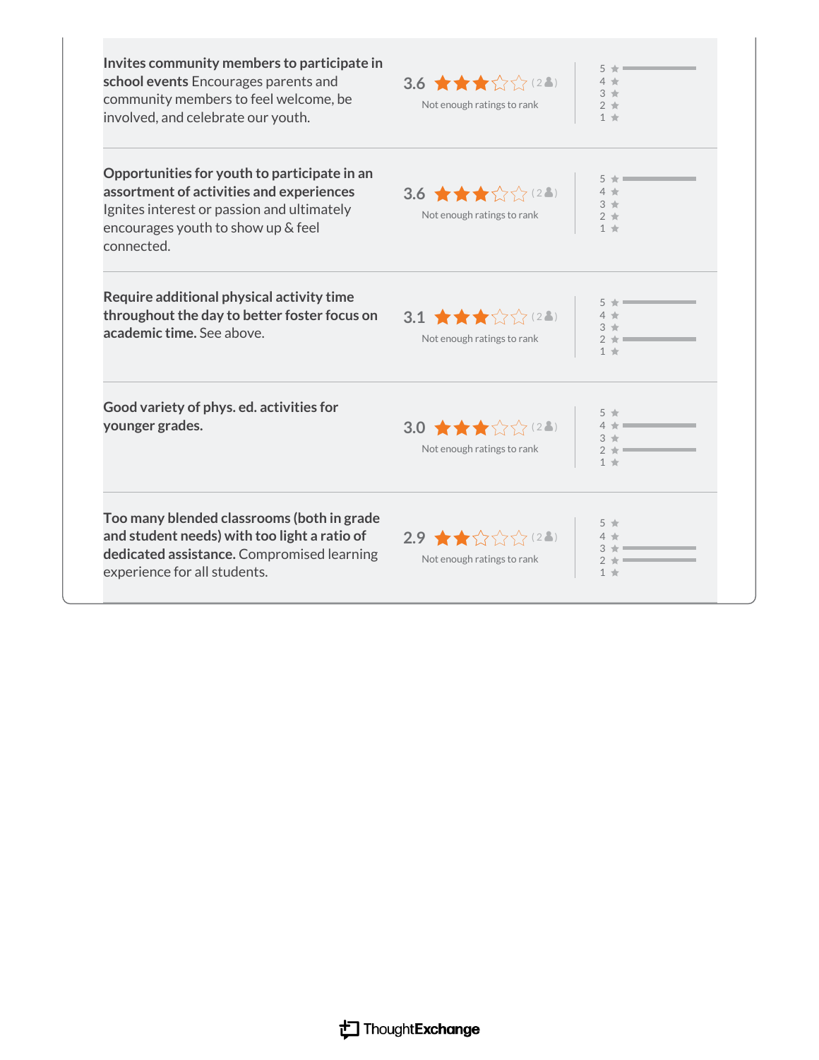**Invites community members to participate in school events** Encourages parents and community members to feel welcome, be involved, and celebrate our youth.

3.6 (2)
Not enough ratings to rank

5
4
3
2
1

---

**Opportunities for youth to participate in an assortment of activities and experiences** Ignites interest or passion and ultimately encourages youth to show up & feel connected.

3.6 (2)
Not enough ratings to rank

5
4
3
2
1

---

**Require additional physical activity time throughout the day to better foster focus on academic time.** See above.

3.1 (2)
Not enough ratings to rank

5
4
3
2
1

---

**Good variety of phys. ed. activities for younger grades.**

3.0 (2)
Not enough ratings to rank

5
4
3
2
1

---

**Too many blended classrooms (both in grade and student needs) with too light a ratio of dedicated assistance.** Compromised learning experience for all students.

2.9 (2)
Not enough ratings to rank

5
4
3
2
1